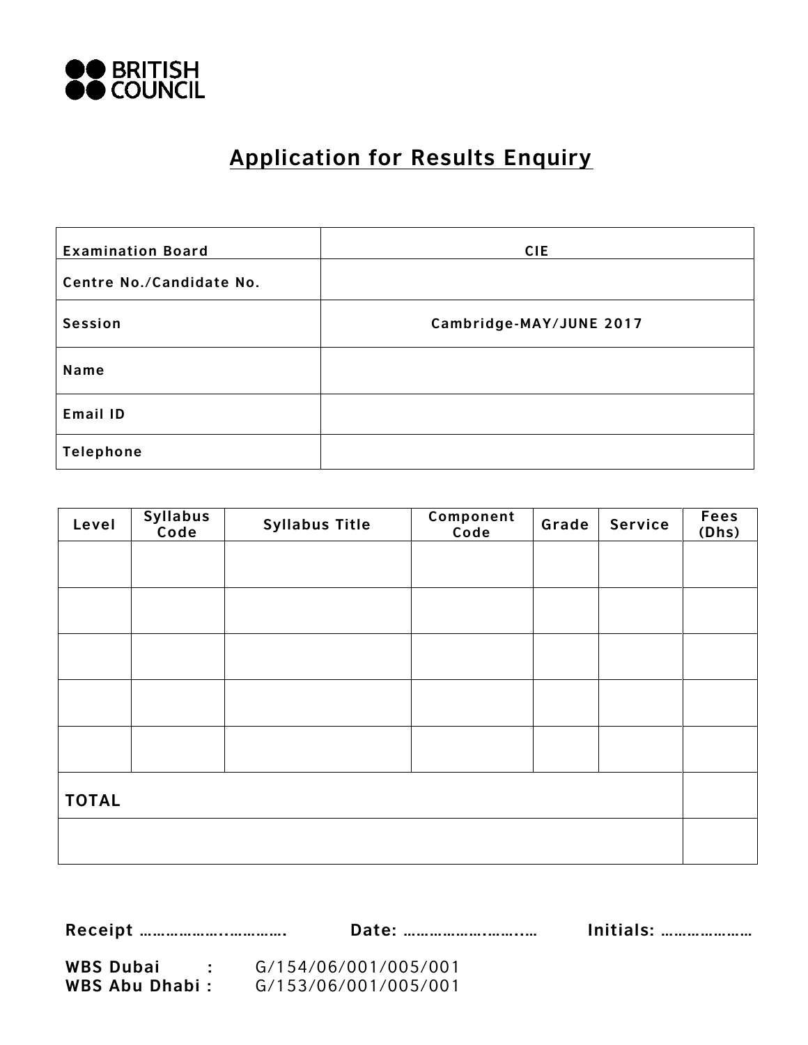BRITISH COUNCIL

# Application for Results Enquiry

| Examination Board | CIE |
|---|---|
| Centre No./Candidate No. | |
| Session | Cambridge-MAY/JUNE 2017 |
| Name | |
| Email ID | |
| Telephone | |

| Level | Syllabus Code | Syllabus Title | Component Code | Grade | Service | Fees (Dhs) |
|---|---|---|---|---|---|---|
| | | | | | | |
| | | | | | | |
| | | | | | | |
| | | | | | | |
| | | | | | | |
| **TOTAL** | | | | | | |
| | | | | | | |

**Receipt** ………………..…………. **Date:** ……………….……..… **Initials:** …………………

**WBS Dubai :** G/154/06/001/005/001
**WBS Abu Dhabi :** G/153/06/001/005/001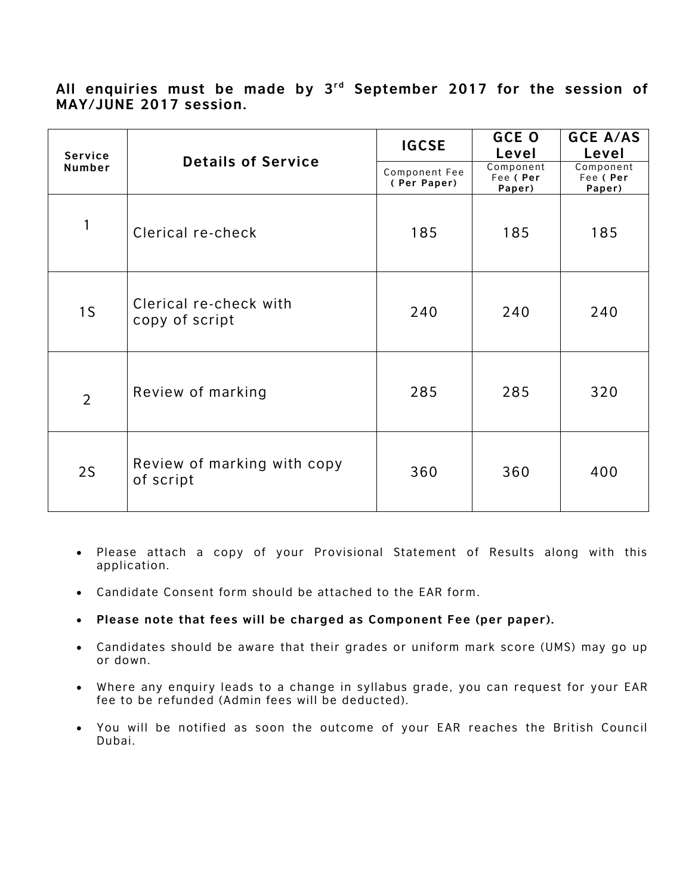**All enquiries must be made by 3rd September 2017 for the session of MAY/JUNE 2017 session.**

| Service Number | Details of Service | IGCSE | GCE O Level | GCE A/AS Level |
|---|---|---|---|---|
| | | Component Fee **( Per Paper)** | Component Fee **( Per Paper)** | Component Fee **( Per Paper)** |
| 1 | Clerical re-check | 185 | 185 | 185 |
| 1S | Clerical re-check with copy of script | 240 | 240 | 240 |
| 2 | Review of marking | 285 | 285 | 320 |
| 2S | Review of marking with copy of script | 360 | 360 | 400 |

- Please attach a copy of your Provisional Statement of Results along with this application.
- Candidate Consent form should be attached to the EAR form.
- **Please note that fees will be charged as Component Fee (per paper).**
- Candidates should be aware that their grades or uniform mark score (UMS) may go up or down.
- Where any enquiry leads to a change in syllabus grade, you can request for your EAR fee to be refunded (Admin fees will be deducted).
- You will be notified as soon the outcome of your EAR reaches the British Council Dubai.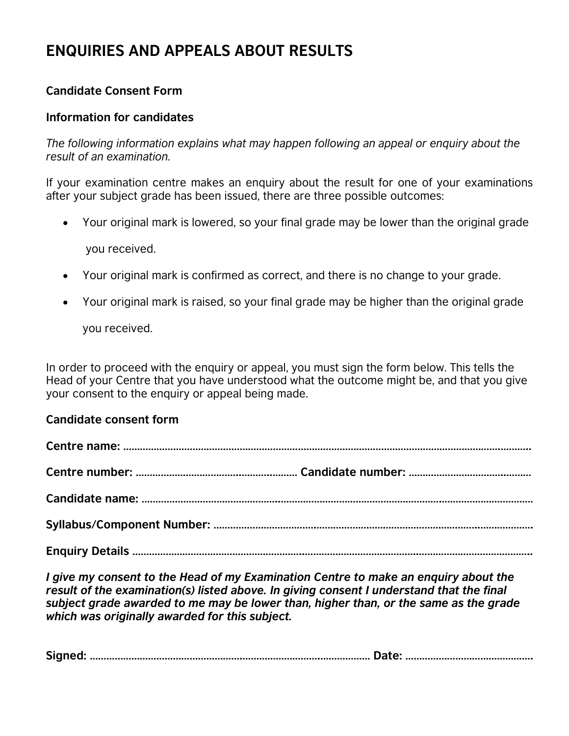# ENQUIRIES AND APPEALS ABOUT RESULTS

**Candidate Consent Form**

**Information for candidates**

*The following information explains what may happen following an appeal or enquiry about the result of an examination.*

If your examination centre makes an enquiry about the result for one of your examinations after your subject grade has been issued, there are three possible outcomes:

- Your original mark is lowered, so your final grade may be lower than the original grade you received.
- Your original mark is confirmed as correct, and there is no change to your grade.
- Your original mark is raised, so your final grade may be higher than the original grade you received.

In order to proceed with the enquiry or appeal, you must sign the form below. This tells the Head of your Centre that you have understood what the outcome might be, and that you give your consent to the enquiry or appeal being made.

**Candidate consent form**

**Centre name:** ..................................................................................................................................

**Centre number:** ......................................................... **Candidate number:** ...........................................

**Candidate name:** ...............................................................................................................................

**Syllabus/Component Number:** .........................................................................................................

**Enquiry Details** ..................................................................................................................................

***I give my consent to the Head of my Examination Centre to make an enquiry about the result of the examination(s) listed above. In giving consent I understand that the final subject grade awarded to me may be lower than, higher than, or the same as the grade which was originally awarded for this subject.***

**Signed:** .................................................................................................... **Date:** .............................................